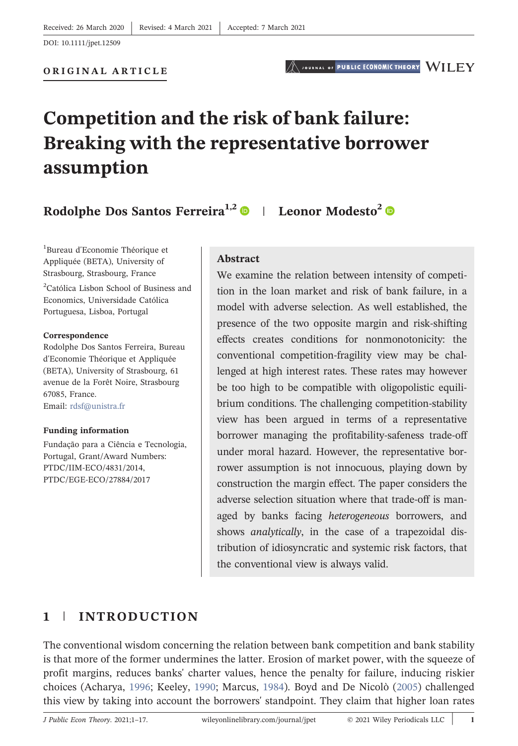Received: 26 March 2020 | Revised: 4 March 2021 | Accepted: 7 March 2021

DOI: 10.1111/jpet.12509

**ORIGINAL ARTICLE**

# Competition and the risk of bank failure: Breaking with the representative borrower assumption

**Rodolphe Dos Santos Ferreira[1,2]** | **Leonor Modesto[2]**

[1]Bureau d'Economie Théorique et Appliquée (BETA), University of Strasbourg, Strasbourg, France

[2]Católica Lisbon School of Business and Economics, Universidade Católica Portuguesa, Lisboa, Portugal

**Correspondence**
Rodolphe Dos Santos Ferreira, Bureau d'Economie Théorique et Appliquée (BETA), University of Strasbourg, 61 avenue de la Forêt Noire, Strasbourg 67085, France.
Email: rdsf@unistra.fr

**Funding information**
Fundação para a Ciência e Tecnologia, Portugal, Grant/Award Numbers: PTDC/IIM-ECO/4831/2014, PTDC/EGE-ECO/27884/2017

## Abstract

We examine the relation between intensity of competition in the loan market and risk of bank failure, in a model with adverse selection. As well established, the presence of the two opposite margin and risk-shifting effects creates conditions for nonmonotonicity: the conventional competition-fragility view may be challenged at high interest rates. These rates may however be too high to be compatible with oligopolistic equilibrium conditions. The challenging competition-stability view has been argued in terms of a representative borrower managing the profitability-safeness trade-off under moral hazard. However, the representative borrower assumption is not innocuous, playing down by construction the margin effect. The paper considers the adverse selection situation where that trade-off is managed by banks facing *heterogeneous* borrowers, and shows *analytically*, in the case of a trapezoidal distribution of idiosyncratic and systemic risk factors, that the conventional view is always valid.

## 1 | INTRODUCTION

The conventional wisdom concerning the relation between bank competition and bank stability is that more of the former undermines the latter. Erosion of market power, with the squeeze of profit margins, reduces banks' charter values, hence the penalty for failure, inducing riskier choices (Acharya, 1996; Keeley, 1990; Marcus, 1984). Boyd and De Nicolò (2005) challenged this view by taking into account the borrowers' standpoint. They claim that higher loan rates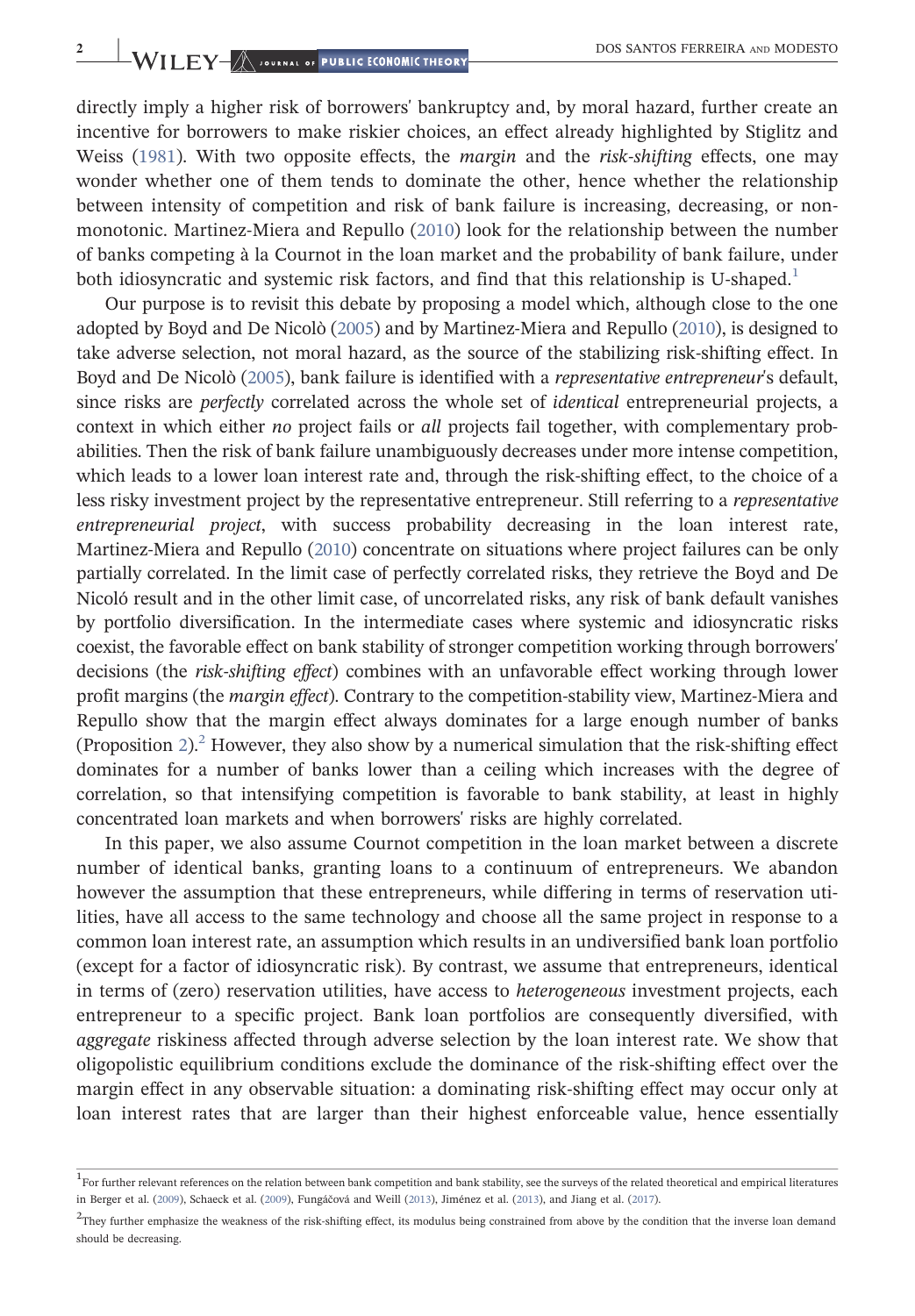directly imply a higher risk of borrowers' bankruptcy and, by moral hazard, further create an incentive for borrowers to make riskier choices, an effect already highlighted by Stiglitz and Weiss (1981). With two opposite effects, the *margin* and the *risk-shifting* effects, one may wonder whether one of them tends to dominate the other, hence whether the relationship between intensity of competition and risk of bank failure is increasing, decreasing, or non-monotonic. Martinez-Miera and Repullo (2010) look for the relationship between the number of banks competing à la Cournot in the loan market and the probability of bank failure, under both idiosyncratic and systemic risk factors, and find that this relationship is U-shaped.[1]

Our purpose is to revisit this debate by proposing a model which, although close to the one adopted by Boyd and De Nicolò (2005) and by Martinez-Miera and Repullo (2010), is designed to take adverse selection, not moral hazard, as the source of the stabilizing risk-shifting effect. In Boyd and De Nicolò (2005), bank failure is identified with a *representative entrepreneur*'s default, since risks are *perfectly* correlated across the whole set of *identical* entrepreneurial projects, a context in which either *no* project fails or *all* projects fail together, with complementary probabilities. Then the risk of bank failure unambiguously decreases under more intense competition, which leads to a lower loan interest rate and, through the risk-shifting effect, to the choice of a less risky investment project by the representative entrepreneur. Still referring to a *representative entrepreneurial project*, with success probability decreasing in the loan interest rate, Martinez-Miera and Repullo (2010) concentrate on situations where project failures can be only partially correlated. In the limit case of perfectly correlated risks, they retrieve the Boyd and De Nicoló result and in the other limit case, of uncorrelated risks, any risk of bank default vanishes by portfolio diversification. In the intermediate cases where systemic and idiosyncratic risks coexist, the favorable effect on bank stability of stronger competition working through borrowers' decisions (the *risk-shifting effect*) combines with an unfavorable effect working through lower profit margins (the *margin effect*). Contrary to the competition-stability view, Martinez-Miera and Repullo show that the margin effect always dominates for a large enough number of banks (Proposition 2).[2] However, they also show by a numerical simulation that the risk-shifting effect dominates for a number of banks lower than a ceiling which increases with the degree of correlation, so that intensifying competition is favorable to bank stability, at least in highly concentrated loan markets and when borrowers' risks are highly correlated.

In this paper, we also assume Cournot competition in the loan market between a discrete number of identical banks, granting loans to a continuum of entrepreneurs. We abandon however the assumption that these entrepreneurs, while differing in terms of reservation utilities, have all access to the same technology and choose all the same project in response to a common loan interest rate, an assumption which results in an undiversified bank loan portfolio (except for a factor of idiosyncratic risk). By contrast, we assume that entrepreneurs, identical in terms of (zero) reservation utilities, have access to *heterogeneous* investment projects, each entrepreneur to a specific project. Bank loan portfolios are consequently diversified, with *aggregate* riskiness affected through adverse selection by the loan interest rate. We show that oligopolistic equilibrium conditions exclude the dominance of the risk-shifting effect over the margin effect in any observable situation: a dominating risk-shifting effect may occur only at loan interest rates that are larger than their highest enforceable value, hence essentially

[1] For further relevant references on the relation between bank competition and bank stability, see the surveys of the related theoretical and empirical literatures in Berger et al. (2009), Schaeck et al. (2009), Fungáčová and Weill (2013), Jiménez et al. (2013), and Jiang et al. (2017).

[2] They further emphasize the weakness of the risk-shifting effect, its modulus being constrained from above by the condition that the inverse loan demand should be decreasing.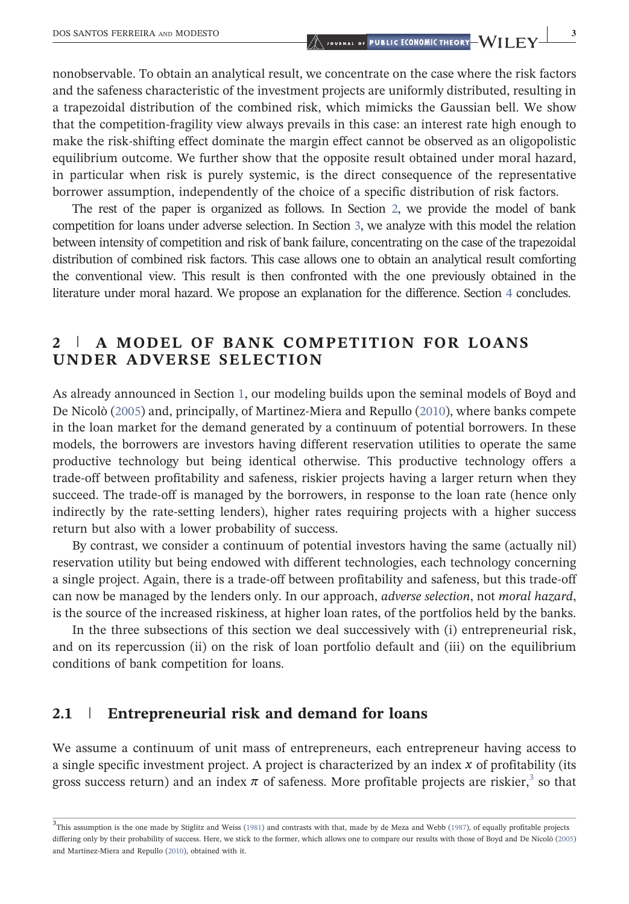nonobservable. To obtain an analytical result, we concentrate on the case where the risk factors and the safeness characteristic of the investment projects are uniformly distributed, resulting in a trapezoidal distribution of the combined risk, which mimicks the Gaussian bell. We show that the competition-fragility view always prevails in this case: an interest rate high enough to make the risk-shifting effect dominate the margin effect cannot be observed as an oligopolistic equilibrium outcome. We further show that the opposite result obtained under moral hazard, in particular when risk is purely systemic, is the direct consequence of the representative borrower assumption, independently of the choice of a specific distribution of risk factors.

The rest of the paper is organized as follows. In Section 2, we provide the model of bank competition for loans under adverse selection. In Section 3, we analyze with this model the relation between intensity of competition and risk of bank failure, concentrating on the case of the trapezoidal distribution of combined risk factors. This case allows one to obtain an analytical result comforting the conventional view. This result is then confronted with the one previously obtained in the literature under moral hazard. We propose an explanation for the difference. Section 4 concludes.

## 2 | A MODEL OF BANK COMPETITION FOR LOANS UNDER ADVERSE SELECTION

As already announced in Section 1, our modeling builds upon the seminal models of Boyd and De Nicolò (2005) and, principally, of Martinez-Miera and Repullo (2010), where banks compete in the loan market for the demand generated by a continuum of potential borrowers. In these models, the borrowers are investors having different reservation utilities to operate the same productive technology but being identical otherwise. This productive technology offers a trade-off between profitability and safeness, riskier projects having a larger return when they succeed. The trade-off is managed by the borrowers, in response to the loan rate (hence only indirectly by the rate-setting lenders), higher rates requiring projects with a higher success return but also with a lower probability of success.

By contrast, we consider a continuum of potential investors having the same (actually nil) reservation utility but being endowed with different technologies, each technology concerning a single project. Again, there is a trade-off between profitability and safeness, but this trade-off can now be managed by the lenders only. In our approach, *adverse selection*, not *moral hazard*, is the source of the increased riskiness, at higher loan rates, of the portfolios held by the banks.

In the three subsections of this section we deal successively with (i) entrepreneurial risk, and on its repercussion (ii) on the risk of loan portfolio default and (iii) on the equilibrium conditions of bank competition for loans.

### 2.1 | Entrepreneurial risk and demand for loans

We assume a continuum of unit mass of entrepreneurs, each entrepreneur having access to a single specific investment project. A project is characterized by an index $x$ of profitability (its gross success return) and an index $\pi$ of safeness. More profitable projects are riskier,[3] so that

[3]This assumption is the one made by Stiglitz and Weiss (1981) and contrasts with that, made by de Meza and Webb (1987), of equally profitable projects differing only by their probability of success. Here, we stick to the former, which allows one to compare our results with those of Boyd and De Nicolò (2005) and Martinez-Miera and Repullo (2010), obtained with it.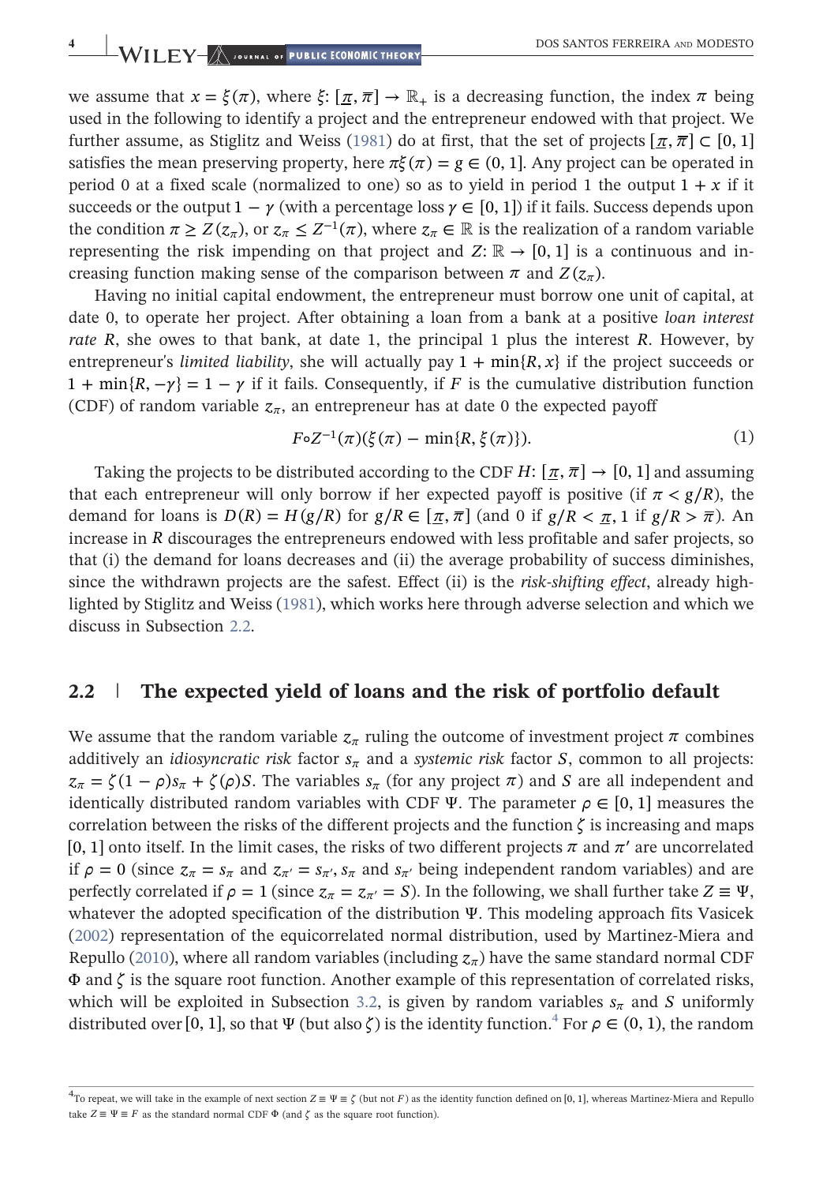we assume that $x = \xi(\pi)$, where $\xi: [\underline{\pi}, \overline{\pi}] \to \mathbb{R}_+$ is a decreasing function, the index $\pi$ being used in the following to identify a project and the entrepreneur endowed with that project. We further assume, as Stiglitz and Weiss (1981) do at first, that the set of projects $[\underline{\pi}, \overline{\pi}] \subset [0, 1]$ satisfies the mean preserving property, here $\pi\xi(\pi) = g \in (0, 1]$. Any project can be operated in period 0 at a fixed scale (normalized to one) so as to yield in period 1 the output $1 + x$ if it succeeds or the output $1 - \gamma$ (with a percentage loss $\gamma \in [0, 1]$) if it fails. Success depends upon the condition $\pi \geq Z(z_\pi)$, or $z_\pi \leq Z^{-1}(\pi)$, where $z_\pi \in \mathbb{R}$ is the realization of a random variable representing the risk impending on that project and $Z: \mathbb{R} \to [0, 1]$ is a continuous and increasing function making sense of the comparison between $\pi$ and $Z(z_\pi)$.

Having no initial capital endowment, the entrepreneur must borrow one unit of capital, at date 0, to operate her project. After obtaining a loan from a bank at a positive *loan interest rate* $R$, she owes to that bank, at date 1, the principal 1 plus the interest $R$. However, by entrepreneur's *limited liability*, she will actually pay $1 + \min\{R, x\}$ if the project succeeds or $1 + \min\{R, -\gamma\} = 1 - \gamma$ if it fails. Consequently, if $F$ is the cumulative distribution function (CDF) of random variable $z_\pi$, an entrepreneur has at date 0 the expected payoff

$$F \circ Z^{-1}(\pi)(\xi(\pi) - \min\{R, \xi(\pi)\}). \tag{1}$$

Taking the projects to be distributed according to the CDF $H: [\underline{\pi}, \overline{\pi}] \to [0, 1]$ and assuming that each entrepreneur will only borrow if her expected payoff is positive (if $\pi < g/R$), the demand for loans is $D(R) = H(g/R)$ for $g/R \in [\underline{\pi}, \overline{\pi}]$ (and 0 if $g/R < \underline{\pi}$, 1 if $g/R > \overline{\pi}$). An increase in $R$ discourages the entrepreneurs endowed with less profitable and safer projects, so that (i) the demand for loans decreases and (ii) the average probability of success diminishes, since the withdrawn projects are the safest. Effect (ii) is the *risk-shifting effect*, already highlighted by Stiglitz and Weiss (1981), which works here through adverse selection and which we discuss in Subsection 2.2.

## 2.2 | The expected yield of loans and the risk of portfolio default

We assume that the random variable $z_\pi$ ruling the outcome of investment project $\pi$ combines additively an *idiosyncratic risk* factor $s_\pi$ and a *systemic risk* factor $S$, common to all projects: $z_\pi = \zeta(1 - \rho)s_\pi + \zeta(\rho)S$. The variables $s_\pi$ (for any project $\pi$) and $S$ are all independent and identically distributed random variables with CDF $\Psi$. The parameter $\rho \in [0, 1]$ measures the correlation between the risks of the different projects and the function $\zeta$ is increasing and maps $[0, 1]$ onto itself. In the limit cases, the risks of two different projects $\pi$ and $\pi'$ are uncorrelated if $\rho = 0$ (since $z_\pi = s_\pi$ and $z_{\pi'} = s_{\pi'}$, $s_\pi$ and $s_{\pi'}$ being independent random variables) and are perfectly correlated if $\rho = 1$ (since $z_\pi = z_{\pi'} = S$). In the following, we shall further take $Z \equiv \Psi$, whatever the adopted specification of the distribution $\Psi$. This modeling approach fits Vasicek (2002) representation of the equicorrelated normal distribution, used by Martinez-Miera and Repullo (2010), where all random variables (including $z_\pi$) have the same standard normal CDF $\Phi$ and $\zeta$ is the square root function. Another example of this representation of correlated risks, which will be exploited in Subsection 3.2, is given by random variables $s_\pi$ and $S$ uniformly distributed over $[0, 1]$, so that $\Psi$ (but also $\zeta$) is the identity function.[4] For $\rho \in (0, 1)$, the random

[4] To repeat, we will take in the example of next section $Z \equiv \Psi \equiv \zeta$ (but not $F$) as the identity function defined on $[0, 1]$, whereas Martinez-Miera and Repullo take $Z \equiv \Psi \equiv F$ as the standard normal CDF $\Phi$ (and $\zeta$ as the square root function).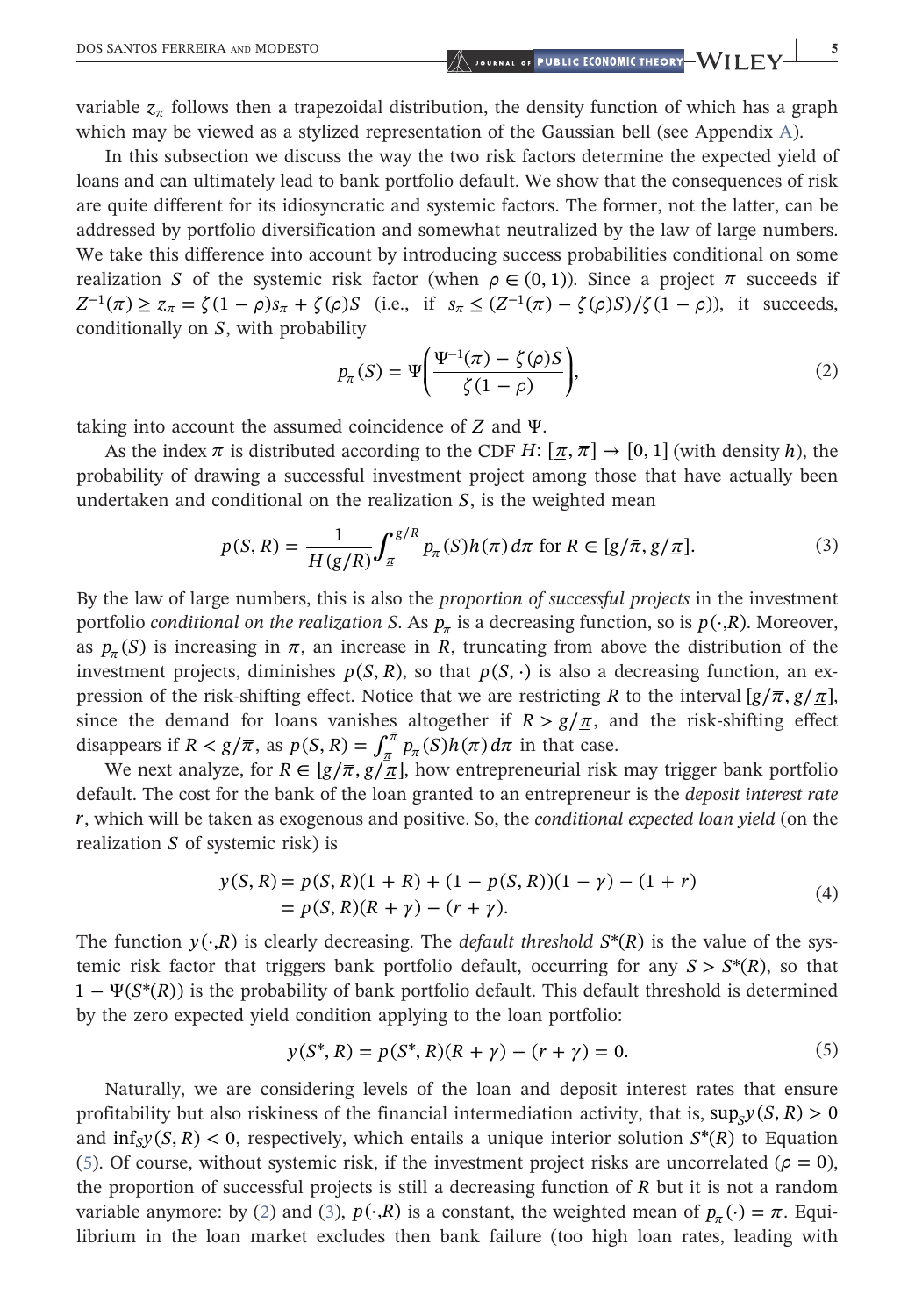variable $z_\pi$ follows then a trapezoidal distribution, the density function of which has a graph which may be viewed as a stylized representation of the Gaussian bell (see Appendix A).

In this subsection we discuss the way the two risk factors determine the expected yield of loans and can ultimately lead to bank portfolio default. We show that the consequences of risk are quite different for its idiosyncratic and systemic factors. The former, not the latter, can be addressed by portfolio diversification and somewhat neutralized by the law of large numbers. We take this difference into account by introducing success probabilities conditional on some realization $S$ of the systemic risk factor (when $\rho \in (0, 1)$). Since a project $\pi$ succeeds if $Z^{-1}(\pi) \geq z_\pi = \zeta(1-\rho)s_\pi + \zeta(\rho)S$ (i.e., if $s_\pi \leq (Z^{-1}(\pi) - \zeta(\rho)S)/\zeta(1-\rho)$), it succeeds, conditionally on $S$, with probability

$$p_\pi(S) = \Psi\left(\frac{\Psi^{-1}(\pi) - \zeta(\rho)S}{\zeta(1-\rho)}\right), \tag{2}$$

taking into account the assumed coincidence of $Z$ and $\Psi$.

As the index $\pi$ is distributed according to the CDF $H$: $[\underline{\pi}, \bar{\pi}] \to [0, 1]$ (with density $h$), the probability of drawing a successful investment project among those that have actually been undertaken and conditional on the realization $S$, is the weighted mean

$$p(S, R) = \frac{1}{H(g/R)} \int_{\underline{\pi}}^{g/R} p_\pi(S) h(\pi)\, d\pi \text{ for } R \in [g/\bar{\pi}, g/\underline{\pi}]. \tag{3}$$

By the law of large numbers, this is also the *proportion of successful projects* in the investment portfolio *conditional on the realization S*. As $p_\pi$ is a decreasing function, so is $p(\cdot, R)$. Moreover, as $p_\pi(S)$ is increasing in $\pi$, an increase in $R$, truncating from above the distribution of the investment projects, diminishes $p(S, R)$, so that $p(S, \cdot)$ is also a decreasing function, an expression of the risk-shifting effect. Notice that we are restricting $R$ to the interval $[g/\bar{\pi}, g/\underline{\pi}]$, since the demand for loans vanishes altogether if $R > g/\underline{\pi}$, and the risk-shifting effect disappears if $R < g/\bar{\pi}$, as $p(S, R) = \int_{\underline{\pi}}^{\bar{\pi}} p_\pi(S) h(\pi)\, d\pi$ in that case.

We next analyze, for $R \in [g/\bar{\pi}, g/\underline{\pi}]$, how entrepreneurial risk may trigger bank portfolio default. The cost for the bank of the loan granted to an entrepreneur is the *deposit interest rate* $r$, which will be taken as exogenous and positive. So, the *conditional expected loan yield* (on the realization $S$ of systemic risk) is

$$\begin{aligned} y(S, R) &= p(S, R)(1 + R) + (1 - p(S, R))(1 - \gamma) - (1 + r) \\ &= p(S, R)(R + \gamma) - (r + \gamma). \end{aligned} \tag{4}$$

The function $y(\cdot, R)$ is clearly decreasing. The *default threshold* $S^*(R)$ is the value of the systemic risk factor that triggers bank portfolio default, occurring for any $S > S^*(R)$, so that $1 - \Psi(S^*(R))$ is the probability of bank portfolio default. This default threshold is determined by the zero expected yield condition applying to the loan portfolio:

$$y(S^*, R) = p(S^*, R)(R + \gamma) - (r + \gamma) = 0. \tag{5}$$

Naturally, we are considering levels of the loan and deposit interest rates that ensure profitability but also riskiness of the financial intermediation activity, that is, $\sup_S y(S, R) > 0$ and $\inf_S y(S, R) < 0$, respectively, which entails a unique interior solution $S^*(R)$ to Equation (5). Of course, without systemic risk, if the investment project risks are uncorrelated ($\rho = 0$), the proportion of successful projects is still a decreasing function of $R$ but it is not a random variable anymore: by (2) and (3), $p(\cdot, R)$ is a constant, the weighted mean of $p_\pi(\cdot) = \pi$. Equilibrium in the loan market excludes then bank failure (too high loan rates, leading with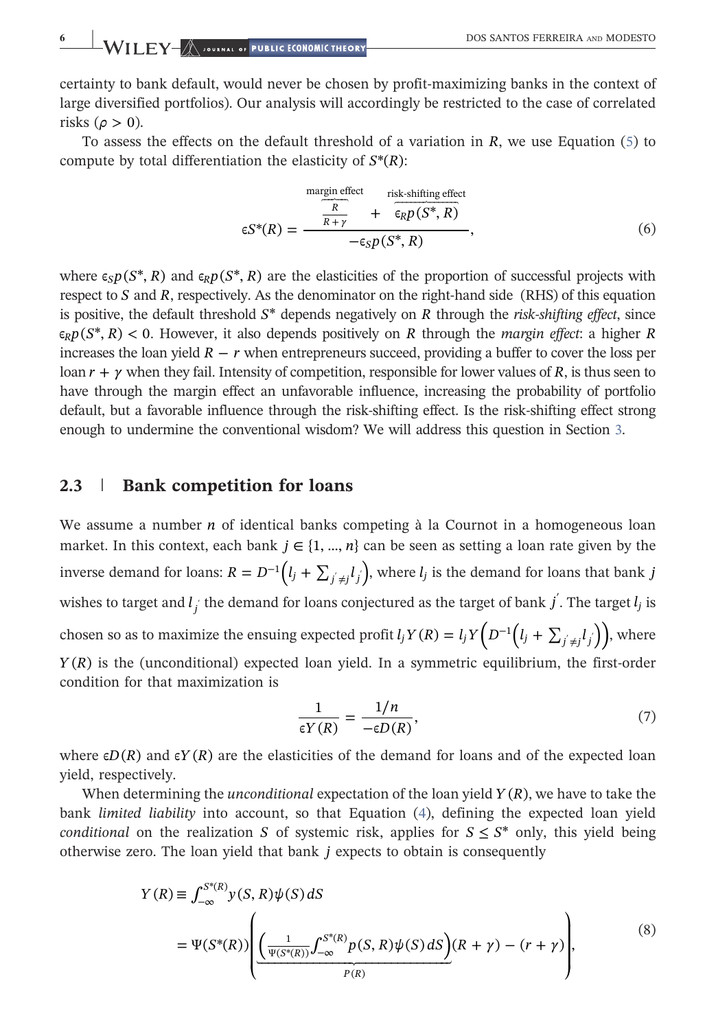certainty to bank default, would never be chosen by profit-maximizing banks in the context of large diversified portfolios). Our analysis will accordingly be restricted to the case of correlated risks ($\rho > 0$).

To assess the effects on the default threshold of a variation in $R$, we use Equation (5) to compute by total differentiation the elasticity of $S^*(R)$:

$$\epsilon S^*(R) = \frac{\overbrace{\frac{R}{R+\gamma}}^{\text{margin effect}} + \overbrace{\epsilon_R p(S^*, R)}^{\text{risk-shifting effect}}}{-\epsilon_S p(S^*, R)}, \tag{6}$$

where $\epsilon_S p(S^*, R)$ and $\epsilon_R p(S^*, R)$ are the elasticities of the proportion of successful projects with respect to $S$ and $R$, respectively. As the denominator on the right-hand side (RHS) of this equation is positive, the default threshold $S^*$ depends negatively on $R$ through the *risk-shifting effect*, since $\epsilon_R p(S^*, R) < 0$. However, it also depends positively on $R$ through the *margin effect*: a higher $R$ increases the loan yield $R - r$ when entrepreneurs succeed, providing a buffer to cover the loss per loan $r + \gamma$ when they fail. Intensity of competition, responsible for lower values of $R$, is thus seen to have through the margin effect an unfavorable influence, increasing the probability of portfolio default, but a favorable influence through the risk-shifting effect. Is the risk-shifting effect strong enough to undermine the conventional wisdom? We will address this question in Section 3.

## 2.3 | Bank competition for loans

We assume a number $n$ of identical banks competing à la Cournot in a homogeneous loan market. In this context, each bank $j \in \{1, ..., n\}$ can be seen as setting a loan rate given by the inverse demand for loans: $R = D^{-1}\left(l_j + \sum_{j' \neq j} l_{j'}\right)$, where $l_j$ is the demand for loans that bank $j$ wishes to target and $l_{j'}$ the demand for loans conjectured as the target of bank $j'$. The target $l_j$ is chosen so as to maximize the ensuing expected profit $l_j Y(R) = l_j Y\left(D^{-1}\left(l_j + \sum_{j' \neq j} l_{j'}\right)\right)$, where $Y(R)$ is the (unconditional) expected loan yield. In a symmetric equilibrium, the first-order condition for that maximization is

$$\frac{1}{\epsilon Y(R)} = \frac{1/n}{-\epsilon D(R)}, \tag{7}$$

where $\epsilon D(R)$ and $\epsilon Y(R)$ are the elasticities of the demand for loans and of the expected loan yield, respectively.

When determining the *unconditional* expectation of the loan yield $Y(R)$, we have to take the bank *limited liability* into account, so that Equation (4), defining the expected loan yield *conditional* on the realization $S$ of systemic risk, applies for $S \leq S^*$ only, this yield being otherwise zero. The loan yield that bank $j$ expects to obtain is consequently

$$\begin{aligned} Y(R) &\equiv \int_{-\infty}^{S^*(R)} y(S, R)\psi(S)\,dS \\ &= \Psi(S^*(R))\left(\underbrace{\left(\frac{1}{\Psi(S^*(R))}\int_{-\infty}^{S^*(R)} p(S, R)\psi(S)\,dS\right)}_{P(R)}(R+\gamma) - (r+\gamma)\right), \end{aligned} \tag{8}$$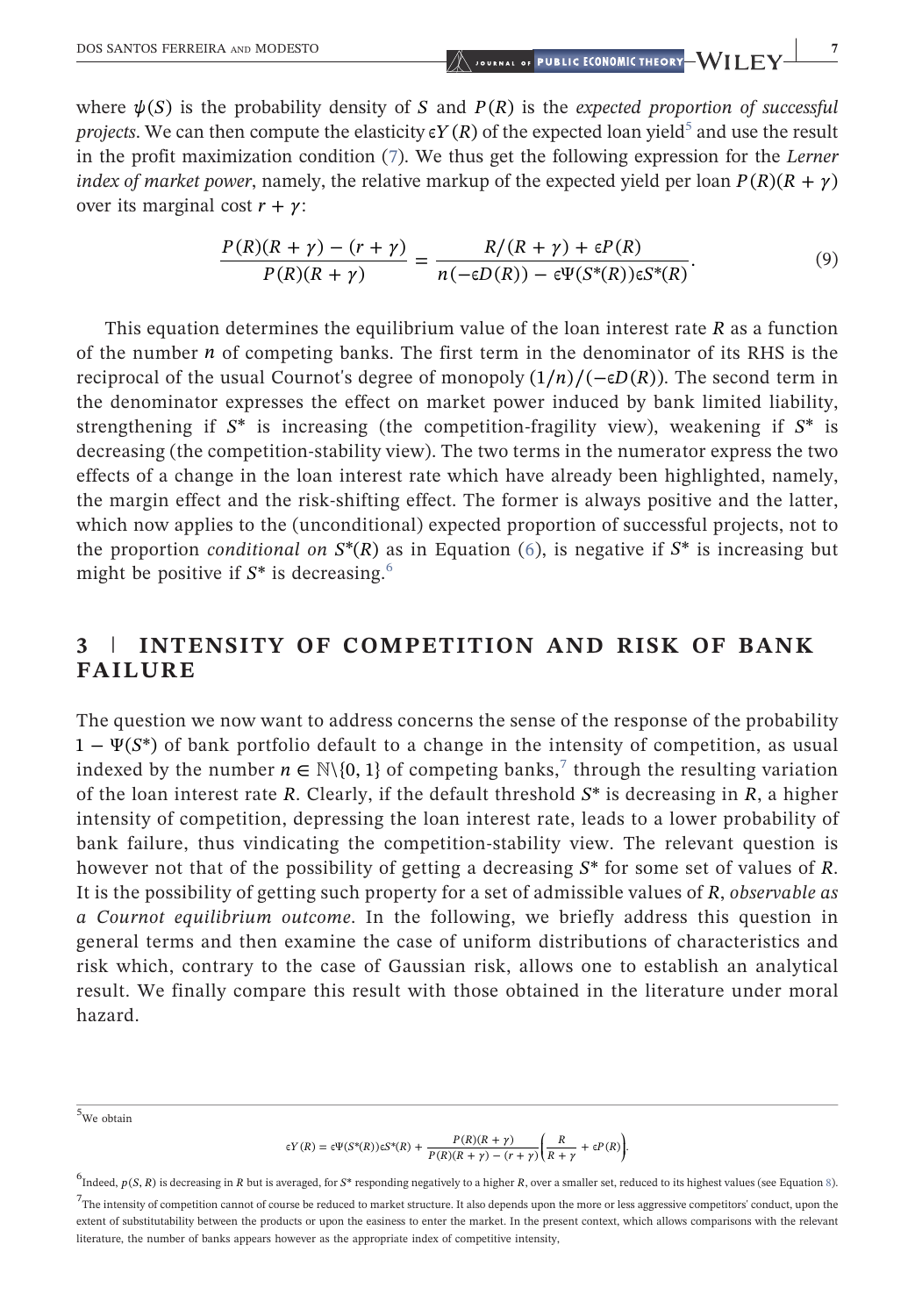where $\psi(S)$ is the probability density of $S$ and $P(R)$ is the *expected proportion of successful projects*. We can then compute the elasticity $\epsilon Y(R)$ of the expected loan yield[5] and use the result in the profit maximization condition (7). We thus get the following expression for the *Lerner index of market power*, namely, the relative markup of the expected yield per loan $P(R)(R+\gamma)$ over its marginal cost $r+\gamma$:

$$\frac{P(R)(R+\gamma)-(r+\gamma)}{P(R)(R+\gamma)} = \frac{R/(R+\gamma)+\epsilon P(R)}{n(-\epsilon D(R)) - \epsilon \Psi(S^*(R))\epsilon S^*(R)}. \tag{9}$$

This equation determines the equilibrium value of the loan interest rate $R$ as a function of the number $n$ of competing banks. The first term in the denominator of its RHS is the reciprocal of the usual Cournot's degree of monopoly $(1/n)/(-\epsilon D(R))$. The second term in the denominator expresses the effect on market power induced by bank limited liability, strengthening if $S^*$ is increasing (the competition-fragility view), weakening if $S^*$ is decreasing (the competition-stability view). The two terms in the numerator express the two effects of a change in the loan interest rate which have already been highlighted, namely, the margin effect and the risk-shifting effect. The former is always positive and the latter, which now applies to the (unconditional) expected proportion of successful projects, not to the proportion *conditional on* $S^*(R)$ as in Equation (6), is negative if $S^*$ is increasing but might be positive if $S^*$ is decreasing.[6]

## 3 | INTENSITY OF COMPETITION AND RISK OF BANK FAILURE

The question we now want to address concerns the sense of the response of the probability $1-\Psi(S^*)$ of bank portfolio default to a change in the intensity of competition, as usual indexed by the number $n \in \mathbb{N}\backslash\{0,1\}$ of competing banks,[7] through the resulting variation of the loan interest rate $R$. Clearly, if the default threshold $S^*$ is decreasing in $R$, a higher intensity of competition, depressing the loan interest rate, leads to a lower probability of bank failure, thus vindicating the competition-stability view. The relevant question is however not that of the possibility of getting a decreasing $S^*$ for some set of values of $R$. It is the possibility of getting such property for a set of admissible values of $R$, *observable as a Cournot equilibrium outcome*. In the following, we briefly address this question in general terms and then examine the case of uniform distributions of characteristics and risk which, contrary to the case of Gaussian risk, allows one to establish an analytical result. We finally compare this result with those obtained in the literature under moral hazard.

---

[5] We obtain

$$\epsilon Y(R) = \epsilon \Psi(S^*(R))\epsilon S^*(R) + \frac{P(R)(R+\gamma)}{P(R)(R+\gamma)-(r+\gamma)}\left(\frac{R}{R+\gamma}+\epsilon P(R)\right).$$

[6] Indeed, $p(S,R)$ is decreasing in $R$ but is averaged, for $S^*$ responding negatively to a higher $R$, over a smaller set, reduced to its highest values (see Equation 8).

[7] The intensity of competition cannot of course be reduced to market structure. It also depends upon the more or less aggressive competitors' conduct, upon the extent of substitutability between the products or upon the easiness to enter the market. In the present context, which allows comparisons with the relevant literature, the number of banks appears however as the appropriate index of competitive intensity,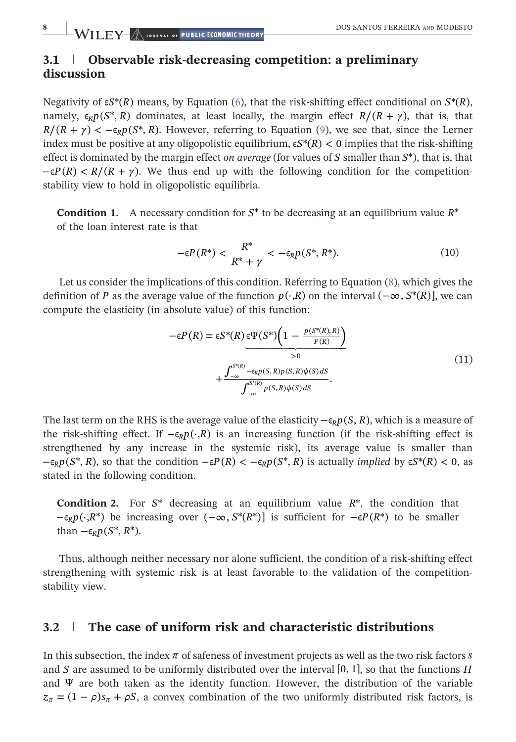### 3.1 | Observable risk-decreasing competition: a preliminary discussion

Negativity of $\epsilon S^*(R)$ means, by Equation (6), that the risk-shifting effect conditional on $S^*(R)$, namely, $\epsilon_R p(S^*, R)$ dominates, at least locally, the margin effect $R/(R+\gamma)$, that is, that $R/(R+\gamma) < -\epsilon_R p(S^*, R)$. However, referring to Equation (9), we see that, since the Lerner index must be positive at any oligopolistic equilibrium, $\epsilon S^*(R) < 0$ implies that the risk-shifting effect is dominated by the margin effect *on average* (for values of $S$ smaller than $S^*$), that is, that $-\epsilon P(R) < R/(R+\gamma)$. We thus end up with the following condition for the competition-stability view to hold in oligopolistic equilibria.

**Condition 1.** A necessary condition for $S^*$ to be decreasing at an equilibrium value $R^*$ of the loan interest rate is that

$$-\epsilon P(R^*) < \frac{R^*}{R^* + \gamma} < -\epsilon_R p(S^*, R^*). \tag{10}$$

Let us consider the implications of this condition. Referring to Equation (8), which gives the definition of $P$ as the average value of the function $p(\cdot, R)$ on the interval $(-\infty, S^*(R)]$, we can compute the elasticity (in absolute value) of this function:

$$\begin{aligned} -\epsilon P(R) = \epsilon S^*(R) \underbrace{\epsilon \Psi(S^*)\left(1 - \frac{p(S^*(R), R)}{P(R)}\right)}_{>0} \\ + \frac{\int_{-\infty}^{S^*(R)} -\epsilon_R p(S,R) p(S,R) \psi(S)\, dS}{\int_{-\infty}^{S^*(R)} p(S,R) \psi(S)\, dS}. \end{aligned} \tag{11}$$

The last term on the RHS is the average value of the elasticity $-\epsilon_R p(S, R)$, which is a measure of the risk-shifting effect. If $-\epsilon_R p(\cdot, R)$ is an increasing function (if the risk-shifting effect is strengthened by any increase in the systemic risk), its average value is smaller than $-\epsilon_R p(S^*, R)$, so that the condition $-\epsilon P(R) < -\epsilon_R p(S^*, R)$ is actually *implied* by $\epsilon S^*(R) < 0$, as stated in the following condition.

**Condition 2.** For $S^*$ decreasing at an equilibrium value $R^*$, the condition that $-\epsilon_R p(\cdot, R^*)$ be increasing over $(-\infty, S^*(R^*)]$ is sufficient for $-\epsilon P(R^*)$ to be smaller than $-\epsilon_R p(S^*, R^*)$.

Thus, although neither necessary nor alone sufficient, the condition of a risk-shifting effect strengthening with systemic risk is at least favorable to the validation of the competition-stability view.

### 3.2 | The case of uniform risk and characteristic distributions

In this subsection, the index $\pi$ of safeness of investment projects as well as the two risk factors $s$ and $S$ are assumed to be uniformly distributed over the interval $[0, 1]$, so that the functions $H$ and $\Psi$ are both taken as the identity function. However, the distribution of the variable $z_\pi = (1-\rho)s_\pi + \rho S$, a convex combination of the two uniformly distributed risk factors, is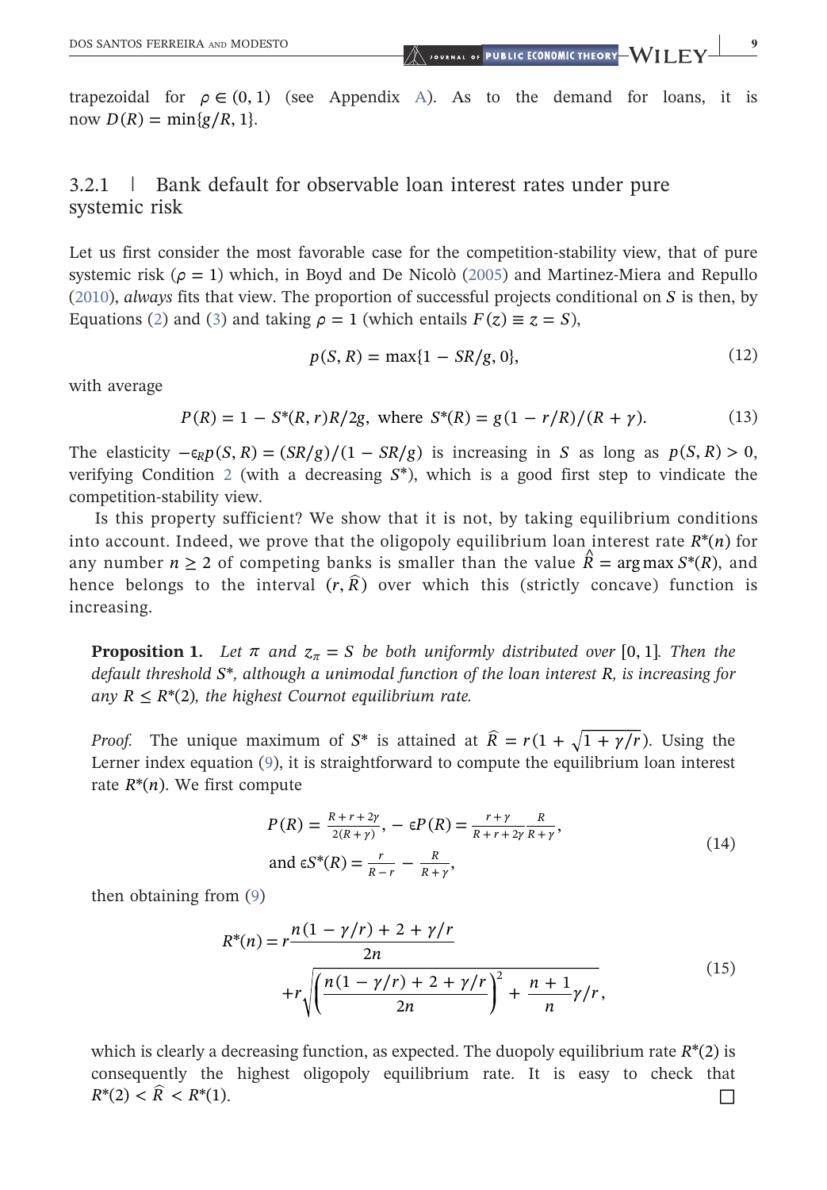trapezoidal for $\rho \in (0, 1)$ (see Appendix A). As to the demand for loans, it is now $D(R) = \min\{g/R, 1\}$.

### 3.2.1 | Bank default for observable loan interest rates under pure systemic risk

Let us first consider the most favorable case for the competition-stability view, that of pure systemic risk ($\rho = 1$) which, in Boyd and De Nicolò (2005) and Martinez-Miera and Repullo (2010), *always* fits that view. The proportion of successful projects conditional on $S$ is then, by Equations (2) and (3) and taking $\rho = 1$ (which entails $F(z) \equiv z = S$),

$$p(S, R) = \max\{1 - SR/g, 0\}, \tag{12}$$

with average

$$P(R) = 1 - S^*(R, r)R/2g, \text{ where } S^*(R) = g(1 - r/R)/(R + \gamma). \tag{13}$$

The elasticity $-\epsilon_R p(S, R) = (SR/g)/(1 - SR/g)$ is increasing in $S$ as long as $p(S, R) > 0$, verifying Condition 2 (with a decreasing $S^*$), which is a good first step to vindicate the competition-stability view.

Is this property sufficient? We show that it is not, by taking equilibrium conditions into account. Indeed, we prove that the oligopoly equilibrium loan interest rate $R^*(n)$ for any number $n \geq 2$ of competing banks is smaller than the value $\hat{R} = \arg\max S^*(R)$, and hence belongs to the interval $(r, \hat{R})$ over which this (strictly concave) function is increasing.

**Proposition 1.** *Let $\pi$ and $z_\pi = S$ be both uniformly distributed over $[0, 1]$. Then the default threshold $S^*$, although a unimodal function of the loan interest $R$, is increasing for any $R \leq R^*(2)$, the highest Cournot equilibrium rate.*

*Proof.* The unique maximum of $S^*$ is attained at $\hat{R} = r(1 + \sqrt{1 + \gamma/r})$. Using the Lerner index equation (9), it is straightforward to compute the equilibrium loan interest rate $R^*(n)$. We first compute

$$P(R) = \frac{R + r + 2\gamma}{2(R + \gamma)},\ -\epsilon P(R) = \frac{r + \gamma}{R + r + 2\gamma}\frac{R}{R + \gamma},$$
$$\text{and } \epsilon S^*(R) = \frac{r}{R - r} - \frac{R}{R + \gamma}, \tag{14}$$

then obtaining from (9)

$$R^*(n) = r\frac{n(1 - \gamma/r) + 2 + \gamma/r}{2n} + r\sqrt{\left(\frac{n(1 - \gamma/r) + 2 + \gamma/r}{2n}\right)^2 + \frac{n + 1}{n}\gamma/r}, \tag{15}$$

which is clearly a decreasing function, as expected. The duopoly equilibrium rate $R^*(2)$ is consequently the highest oligopoly equilibrium rate. It is easy to check that $R^*(2) < \hat{R} < R^*(1)$. □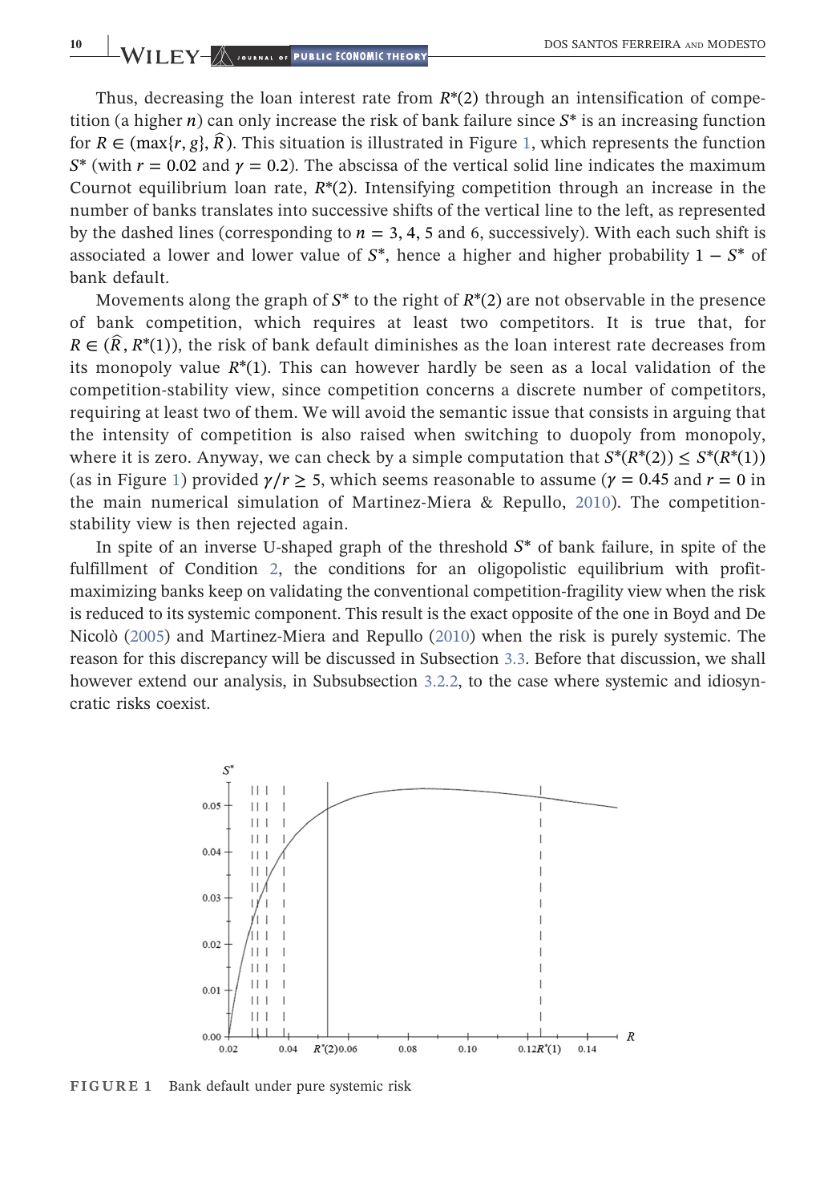Thus, decreasing the loan interest rate from $R^*(2)$ through an intensification of competition (a higher $n$) can only increase the risk of bank failure since $S^*$ is an increasing function for $R \in (\max\{r, g\}, \widehat{R})$. This situation is illustrated in Figure 1, which represents the function $S^*$ (with $r = 0.02$ and $\gamma = 0.2$). The abscissa of the vertical solid line indicates the maximum Cournot equilibrium loan rate, $R^*(2)$. Intensifying competition through an increase in the number of banks translates into successive shifts of the vertical line to the left, as represented by the dashed lines (corresponding to $n = 3, 4, 5$ and $6$, successively). With each such shift is associated a lower and lower value of $S^*$, hence a higher and higher probability $1 - S^*$ of bank default.

Movements along the graph of $S^*$ to the right of $R^*(2)$ are not observable in the presence of bank competition, which requires at least two competitors. It is true that, for $R \in (\widehat{R}, R^*(1))$, the risk of bank default diminishes as the loan interest rate decreases from its monopoly value $R^*(1)$. This can however hardly be seen as a local validation of the competition-stability view, since competition concerns a discrete number of competitors, requiring at least two of them. We will avoid the semantic issue that consists in arguing that the intensity of competition is also raised when switching to duopoly from monopoly, where it is zero. Anyway, we can check by a simple computation that $S^*(R^*(2)) \leq S^*(R^*(1))$ (as in Figure 1) provided $\gamma/r \geq 5$, which seems reasonable to assume ($\gamma = 0.45$ and $r = 0$ in the main numerical simulation of Martinez-Miera & Repullo, 2010). The competition-stability view is then rejected again.

In spite of an inverse U-shaped graph of the threshold $S^*$ of bank failure, in spite of the fulfillment of Condition 2, the conditions for an oligopolistic equilibrium with profit-maximizing banks keep on validating the conventional competition-fragility view when the risk is reduced to its systemic component. This result is the exact opposite of the one in Boyd and De Nicolò (2005) and Martinez-Miera and Repullo (2010) when the risk is purely systemic. The reason for this discrepancy will be discussed in Subsection 3.3. Before that discussion, we shall however extend our analysis, in Subsubsection 3.2.2, to the case where systemic and idiosyncratic risks coexist.

**FIGURE 1** Bank default under pure systemic risk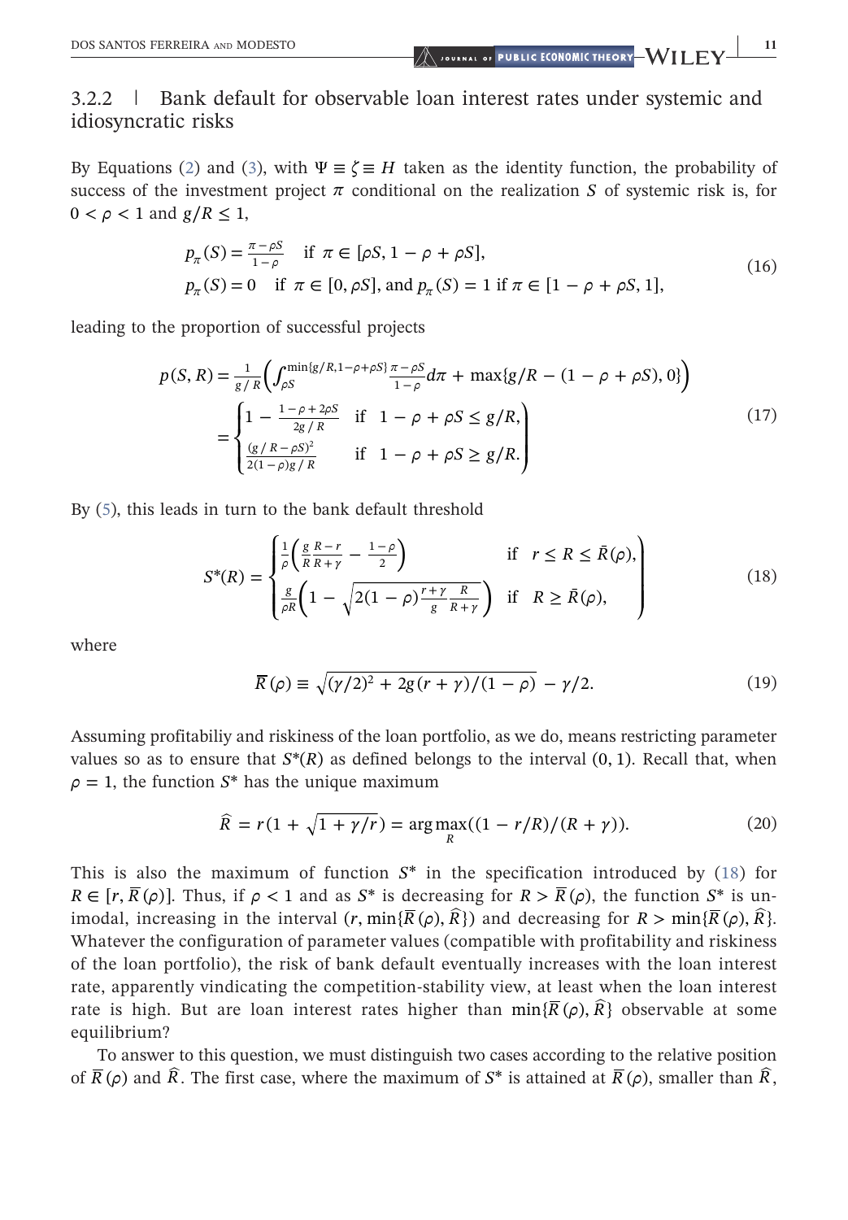### 3.2.2 | Bank default for observable loan interest rates under systemic and idiosyncratic risks

By Equations (2) and (3), with $\Psi \equiv \zeta \equiv H$ taken as the identity function, the probability of success of the investment project $\pi$ conditional on the realization $S$ of systemic risk is, for $0 < \rho < 1$ and $g/R \leq 1$,

$$
\begin{aligned}
&p_\pi(S) = \tfrac{\pi - \rho S}{1 - \rho} \quad \text{if } \pi \in [\rho S, 1 - \rho + \rho S], \\
&p_\pi(S) = 0 \quad \text{if } \pi \in [0, \rho S], \text{ and } p_\pi(S) = 1 \text{ if } \pi \in [1 - \rho + \rho S, 1],
\end{aligned}
\tag{16}
$$

leading to the proportion of successful projects

$$
\begin{aligned}
p(S, R) &= \tfrac{1}{g/R}\left(\int_{\rho S}^{\min\{g/R, 1-\rho+\rho S\}} \tfrac{\pi - \rho S}{1-\rho} d\pi + \max\{g/R - (1 - \rho + \rho S), 0\}\right) \\
&= \begin{cases} 1 - \frac{1 - \rho + 2\rho S}{2g/R} & \text{if} \quad 1 - \rho + \rho S \leq g/R, \\ \frac{(g/R - \rho S)^2}{2(1-\rho)g/R} & \text{if} \quad 1 - \rho + \rho S \geq g/R. \end{cases}
\end{aligned}
\tag{17}
$$

By (5), this leads in turn to the bank default threshold

$$
S^*(R) = \begin{cases} \frac{1}{\rho}\left(\frac{g}{R}\frac{R - r}{R + \gamma} - \frac{1-\rho}{2}\right) & \text{if} \quad r \leq R \leq \bar{R}(\rho), \\ \frac{g}{\rho R}\left(1 - \sqrt{2(1-\rho)\frac{r+\gamma}{g}\frac{R}{R+\gamma}}\right) & \text{if} \quad R \geq \bar{R}(\rho), \end{cases}
\tag{18}
$$

where

$$
\overline{R}(\rho) \equiv \sqrt{(\gamma/2)^2 + 2g(r + \gamma)/(1 - \rho)} - \gamma/2.
\tag{19}
$$

Assuming profitabiliy and riskiness of the loan portfolio, as we do, means restricting parameter values so as to ensure that $S^*(R)$ as defined belongs to the interval $(0, 1)$. Recall that, when $\rho = 1$, the function $S^*$ has the unique maximum

$$
\widehat{R} = r(1 + \sqrt{1 + \gamma/r}) = \arg\max_R((1 - r/R)/(R + \gamma)).
\tag{20}
$$

This is also the maximum of function $S^*$ in the specification introduced by (18) for $R \in [r, \overline{R}(\rho)]$. Thus, if $\rho < 1$ and as $S^*$ is decreasing for $R > \overline{R}(\rho)$, the function $S^*$ is unimodal, increasing in the interval $(r, \min\{\overline{R}(\rho), \widehat{R}\})$ and decreasing for $R > \min\{\overline{R}(\rho), \widehat{R}\}$. Whatever the configuration of parameter values (compatible with profitability and riskiness of the loan portfolio), the risk of bank default eventually increases with the loan interest rate, apparently vindicating the competition-stability view, at least when the loan interest rate is high. But are loan interest rates higher than $\min\{\overline{R}(\rho), \widehat{R}\}$ observable at some equilibrium?

To answer to this question, we must distinguish two cases according to the relative position of $\overline{R}(\rho)$ and $\widehat{R}$. The first case, where the maximum of $S^*$ is attained at $\overline{R}(\rho)$, smaller than $\widehat{R}$,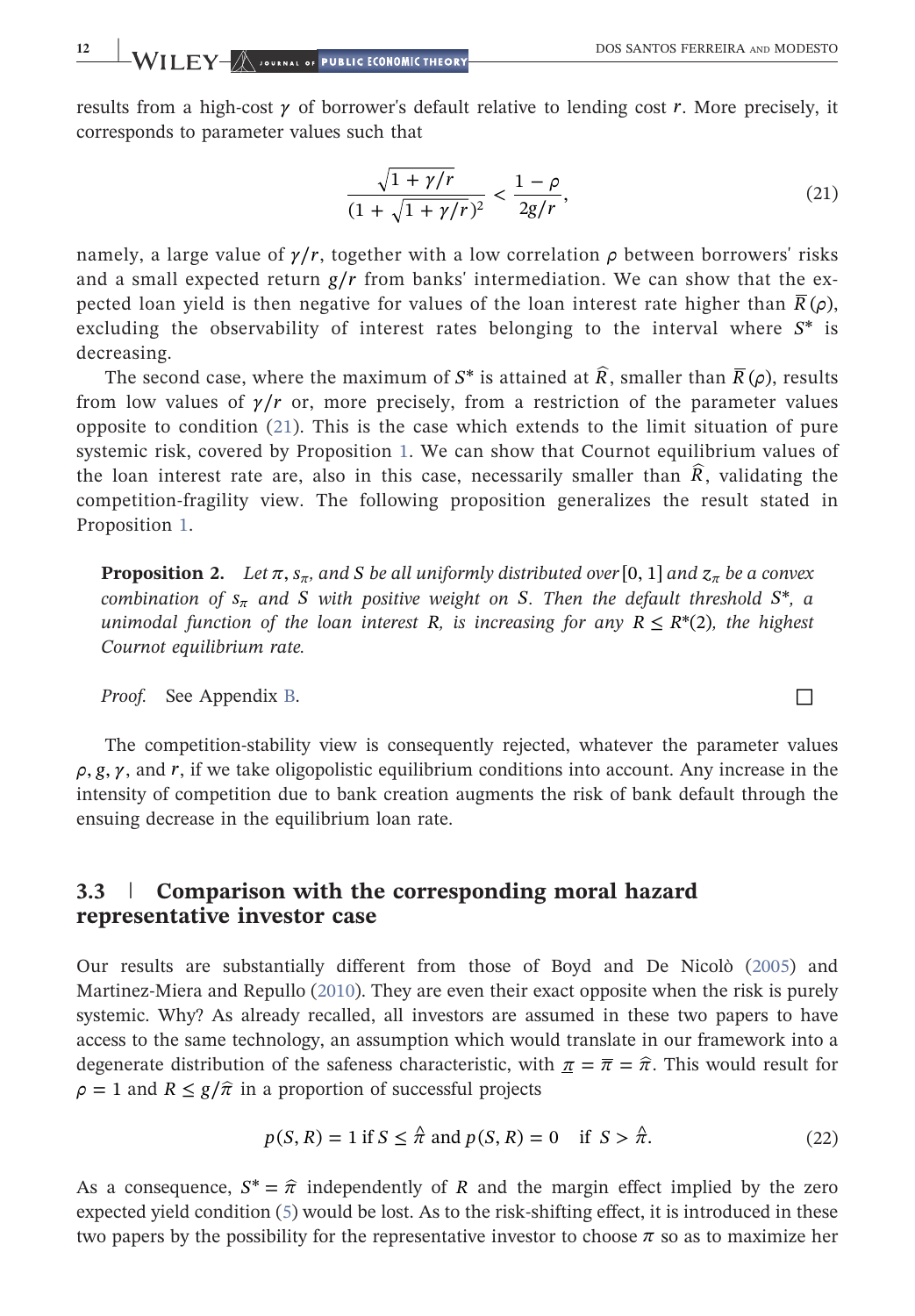results from a high-cost $\gamma$ of borrower's default relative to lending cost $r$. More precisely, it corresponds to parameter values such that

$$\frac{\sqrt{1+\gamma/r}}{(1+\sqrt{1+\gamma/r})^2} < \frac{1-\rho}{2g/r}, \tag{21}$$

namely, a large value of $\gamma/r$, together with a low correlation $\rho$ between borrowers' risks and a small expected return $g/r$ from banks' intermediation. We can show that the expected loan yield is then negative for values of the loan interest rate higher than $\overline{R}(\rho)$, excluding the observability of interest rates belonging to the interval where $S^*$ is decreasing.

The second case, where the maximum of $S^*$ is attained at $\widehat{R}$, smaller than $\overline{R}(\rho)$, results from low values of $\gamma/r$ or, more precisely, from a restriction of the parameter values opposite to condition (21). This is the case which extends to the limit situation of pure systemic risk, covered by Proposition 1. We can show that Cournot equilibrium values of the loan interest rate are, also in this case, necessarily smaller than $\widehat{R}$, validating the competition-fragility view. The following proposition generalizes the result stated in Proposition 1.

> **Proposition 2.** *Let $\pi$, $s_\pi$, and $S$ be all uniformly distributed over $[0, 1]$ and $z_\pi$ be a convex combination of $s_\pi$ and $S$ with positive weight on $S$. Then the default threshold $S^*$, a unimodal function of the loan interest $R$, is increasing for any $R \le R^*(2)$, the highest Cournot equilibrium rate.*
>
> *Proof.* See Appendix B. □

The competition-stability view is consequently rejected, whatever the parameter values $\rho, g, \gamma$, and $r$, if we take oligopolistic equilibrium conditions into account. Any increase in the intensity of competition due to bank creation augments the risk of bank default through the ensuing decrease in the equilibrium loan rate.

### 3.3 | Comparison with the corresponding moral hazard representative investor case

Our results are substantially different from those of Boyd and De Nicolò (2005) and Martinez-Miera and Repullo (2010). They are even their exact opposite when the risk is purely systemic. Why? As already recalled, all investors are assumed in these two papers to have access to the same technology, an assumption which would translate in our framework into a degenerate distribution of the safeness characteristic, with $\underline{\pi} = \overline{\pi} = \widehat{\pi}$. This would result for $\rho = 1$ and $R \le g/\widehat{\pi}$ in a proportion of successful projects

$$p(S, R) = 1 \text{ if } S \le \hat{\pi} \text{ and } p(S, R) = 0 \quad \text{if } S > \hat{\pi}. \tag{22}$$

As a consequence, $S^* = \widehat{\pi}$ independently of $R$ and the margin effect implied by the zero expected yield condition (5) would be lost. As to the risk-shifting effect, it is introduced in these two papers by the possibility for the representative investor to choose $\pi$ so as to maximize her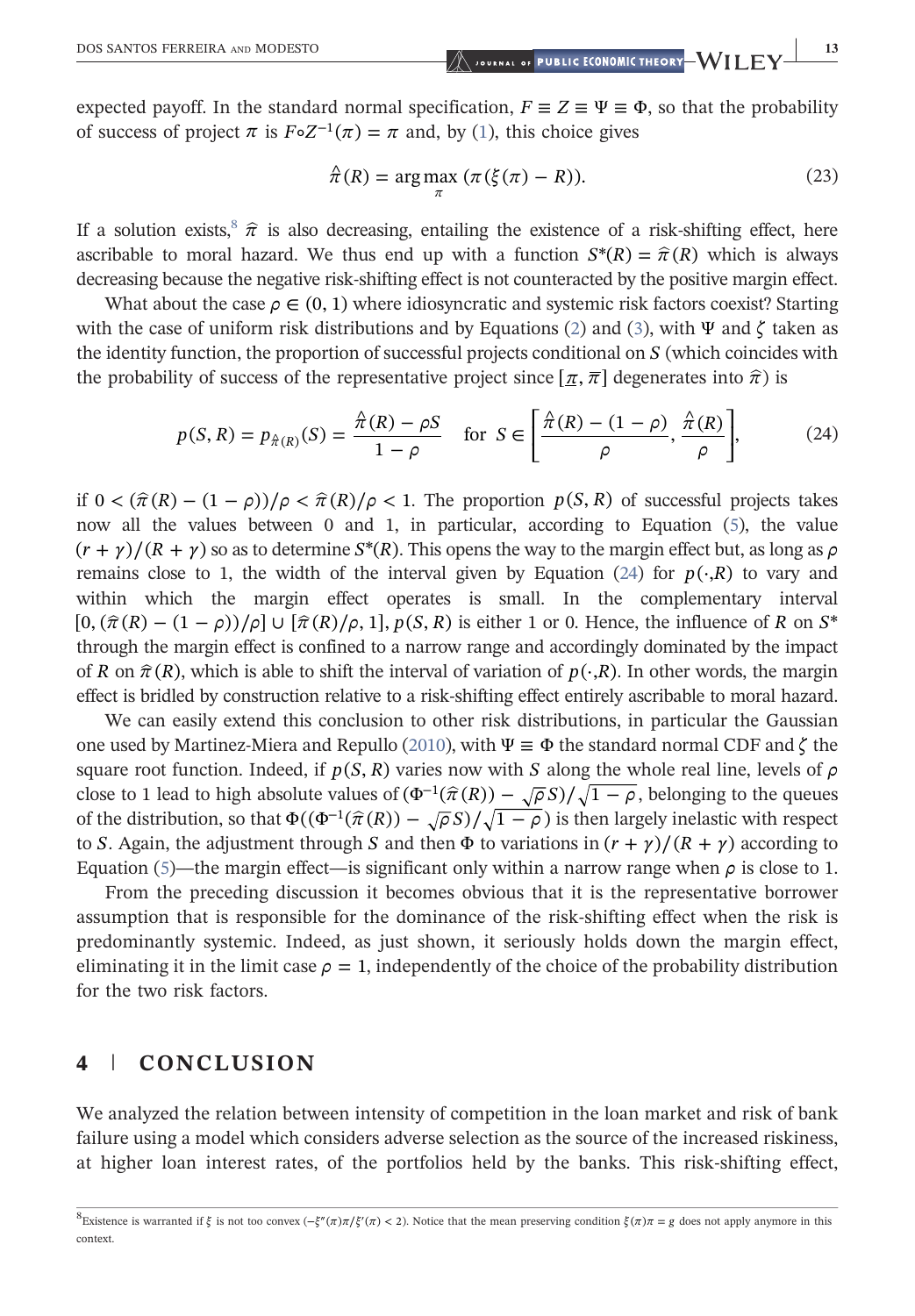expected payoff. In the standard normal specification, $F \equiv Z \equiv \Psi \equiv \Phi$, so that the probability of success of project $\pi$ is $F \circ Z^{-1}(\pi) = \pi$ and, by (1), this choice gives

$$\hat{\pi}(R) = \arg\max_{\pi} \, (\pi(\xi(\pi) - R)). \tag{23}$$

If a solution exists,[8] $\hat{\pi}$ is also decreasing, entailing the existence of a risk-shifting effect, here ascribable to moral hazard. We thus end up with a function $S^*(R) = \hat{\pi}(R)$ which is always decreasing because the negative risk-shifting effect is not counteracted by the positive margin effect.

What about the case $\rho \in (0, 1)$ where idiosyncratic and systemic risk factors coexist? Starting with the case of uniform risk distributions and by Equations (2) and (3), with $\Psi$ and $\zeta$ taken as the identity function, the proportion of successful projects conditional on $S$ (which coincides with the probability of success of the representative project since $[\underline{\pi}, \overline{\pi}]$ degenerates into $\hat{\pi}$) is

$$p(S, R) = p_{\hat{\pi}(R)}(S) = \frac{\hat{\pi}(R) - \rho S}{1 - \rho} \quad \text{for } S \in \left[\frac{\hat{\pi}(R) - (1 - \rho)}{\rho}, \frac{\hat{\pi}(R)}{\rho}\right], \tag{24}$$

if $0 < (\hat{\pi}(R) - (1 - \rho))/\rho < \hat{\pi}(R)/\rho < 1$. The proportion $p(S, R)$ of successful projects takes now all the values between 0 and 1, in particular, according to Equation (5), the value $(r + \gamma)/(R + \gamma)$ so as to determine $S^*(R)$. This opens the way to the margin effect but, as long as $\rho$ remains close to 1, the width of the interval given by Equation (24) for $p(\cdot, R)$ to vary and within which the margin effect operates is small. In the complementary interval $[0, (\hat{\pi}(R) - (1 - \rho))/\rho] \cup [\hat{\pi}(R)/\rho, 1]$, $p(S, R)$ is either 1 or 0. Hence, the influence of $R$ on $S^*$ through the margin effect is confined to a narrow range and accordingly dominated by the impact of $R$ on $\hat{\pi}(R)$, which is able to shift the interval of variation of $p(\cdot, R)$. In other words, the margin effect is bridled by construction relative to a risk-shifting effect entirely ascribable to moral hazard.

We can easily extend this conclusion to other risk distributions, in particular the Gaussian one used by Martinez-Miera and Repullo (2010), with $\Psi \equiv \Phi$ the standard normal CDF and $\zeta$ the square root function. Indeed, if $p(S, R)$ varies now with $S$ along the whole real line, levels of $\rho$ close to 1 lead to high absolute values of $(\Phi^{-1}(\hat{\pi}(R)) - \sqrt{\rho} S)/\sqrt{1 - \rho}$, belonging to the queues of the distribution, so that $\Phi((\Phi^{-1}(\hat{\pi}(R)) - \sqrt{\rho} S)/\sqrt{1 - \rho})$ is then largely inelastic with respect to $S$. Again, the adjustment through $S$ and then $\Phi$ to variations in $(r + \gamma)/(R + \gamma)$ according to Equation (5)—the margin effect—is significant only within a narrow range when $\rho$ is close to 1.

From the preceding discussion it becomes obvious that it is the representative borrower assumption that is responsible for the dominance of the risk-shifting effect when the risk is predominantly systemic. Indeed, as just shown, it seriously holds down the margin effect, eliminating it in the limit case $\rho = 1$, independently of the choice of the probability distribution for the two risk factors.

## 4 | CONCLUSION

We analyzed the relation between intensity of competition in the loan market and risk of bank failure using a model which considers adverse selection as the source of the increased riskiness, at higher loan interest rates, of the portfolios held by the banks. This risk-shifting effect,

[8] Existence is warranted if $\xi$ is not too convex ($-\xi''(\pi)\pi/\xi'(\pi) < 2$). Notice that the mean preserving condition $\xi(\pi)\pi = g$ does not apply anymore in this context.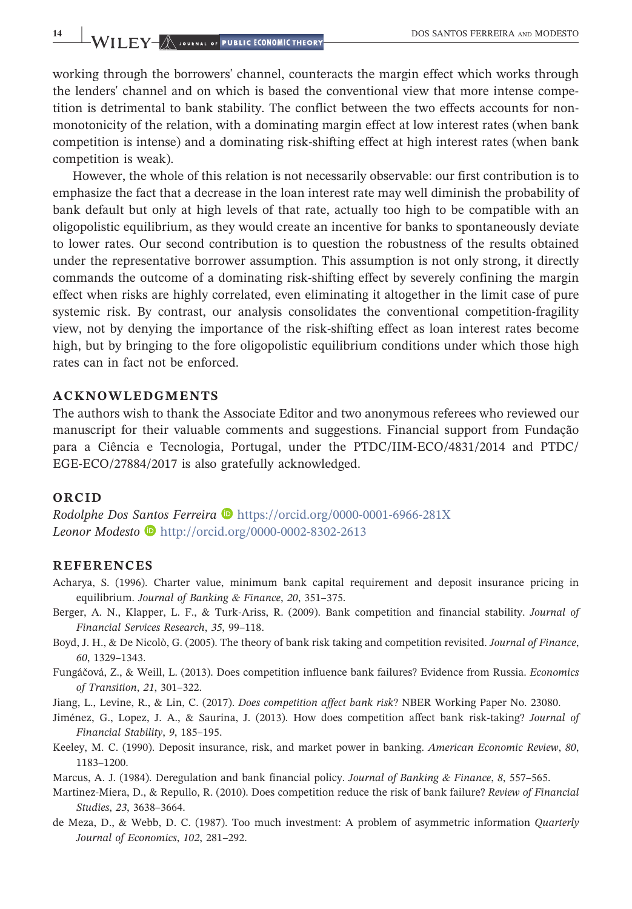working through the borrowers' channel, counteracts the margin effect which works through the lenders' channel and on which is based the conventional view that more intense competition is detrimental to bank stability. The conflict between the two effects accounts for non-monotonicity of the relation, with a dominating margin effect at low interest rates (when bank competition is intense) and a dominating risk-shifting effect at high interest rates (when bank competition is weak).

However, the whole of this relation is not necessarily observable: our first contribution is to emphasize the fact that a decrease in the loan interest rate may well diminish the probability of bank default but only at high levels of that rate, actually too high to be compatible with an oligopolistic equilibrium, as they would create an incentive for banks to spontaneously deviate to lower rates. Our second contribution is to question the robustness of the results obtained under the representative borrower assumption. This assumption is not only strong, it directly commands the outcome of a dominating risk-shifting effect by severely confining the margin effect when risks are highly correlated, even eliminating it altogether in the limit case of pure systemic risk. By contrast, our analysis consolidates the conventional competition-fragility view, not by denying the importance of the risk-shifting effect as loan interest rates become high, but by bringing to the fore oligopolistic equilibrium conditions under which those high rates can in fact not be enforced.

## ACKNOWLEDGMENTS

The authors wish to thank the Associate Editor and two anonymous referees who reviewed our manuscript for their valuable comments and suggestions. Financial support from Fundação para a Ciência e Tecnologia, Portugal, under the PTDC/IIM-ECO/4831/2014 and PTDC/EGE-ECO/27884/2017 is also gratefully acknowledged.

## ORCID

*Rodolphe Dos Santos Ferreira* https://orcid.org/0000-0001-6966-281X
*Leonor Modesto* http://orcid.org/0000-0002-8302-2613

## REFERENCES

Acharya, S. (1996). Charter value, minimum bank capital requirement and deposit insurance pricing in equilibrium. *Journal of Banking & Finance*, *20*, 351–375.

Berger, A. N., Klapper, L. F., & Turk-Ariss, R. (2009). Bank competition and financial stability. *Journal of Financial Services Research*, *35*, 99–118.

Boyd, J. H., & De Nicolò, G. (2005). The theory of bank risk taking and competition revisited. *Journal of Finance*, *60*, 1329–1343.

Fungáčová, Z., & Weill, L. (2013). Does competition influence bank failures? Evidence from Russia. *Economics of Transition*, *21*, 301–322.

Jiang, L., Levine, R., & Lin, C. (2017). *Does competition affect bank risk*? NBER Working Paper No. 23080.

Jiménez, G., Lopez, J. A., & Saurina, J. (2013). How does competition affect bank risk-taking? *Journal of Financial Stability*, *9*, 185–195.

Keeley, M. C. (1990). Deposit insurance, risk, and market power in banking. *American Economic Review*, *80*, 1183–1200.

Marcus, A. J. (1984). Deregulation and bank financial policy. *Journal of Banking & Finance*, *8*, 557–565.

Martinez-Miera, D., & Repullo, R. (2010). Does competition reduce the risk of bank failure? *Review of Financial Studies*, *23*, 3638–3664.

de Meza, D., & Webb, D. C. (1987). Too much investment: A problem of asymmetric information *Quarterly Journal of Economics*, *102*, 281–292.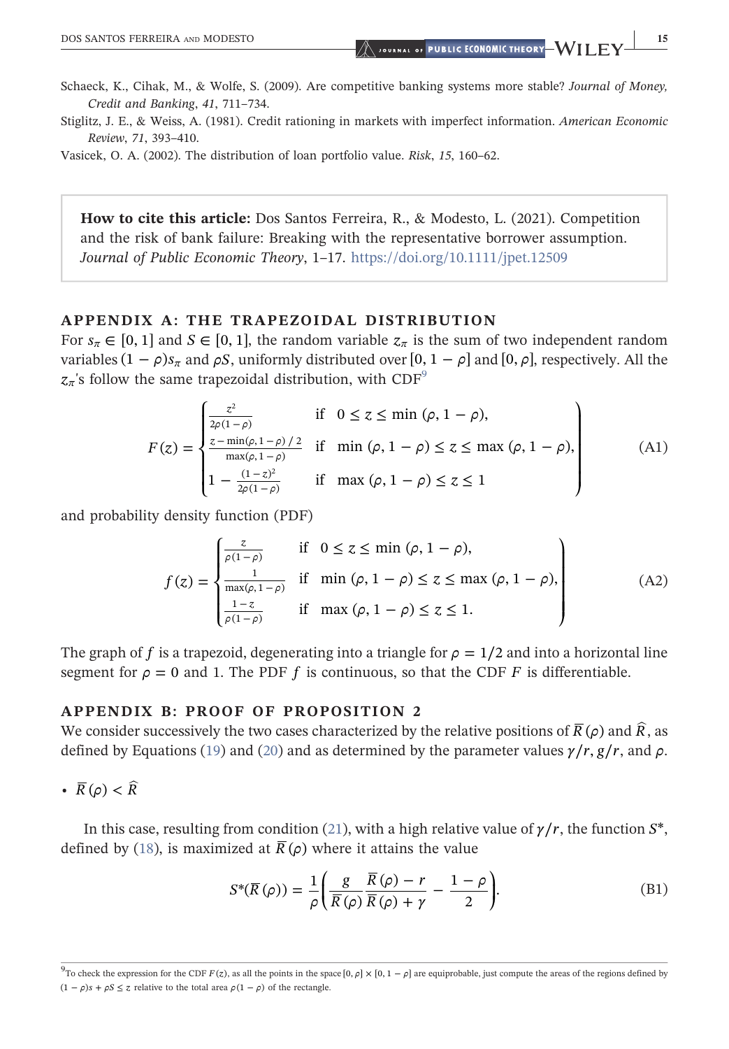Schaeck, K., Cihak, M., & Wolfe, S. (2009). Are competitive banking systems more stable? *Journal of Money, Credit and Banking*, *41*, 711–734.

Stiglitz, J. E., & Weiss, A. (1981). Credit rationing in markets with imperfect information. *American Economic Review*, *71*, 393–410.

Vasicek, O. A. (2002). The distribution of loan portfolio value. *Risk*, *15*, 160–62.

> **How to cite this article:** Dos Santos Ferreira, R., & Modesto, L. (2021). Competition and the risk of bank failure: Breaking with the representative borrower assumption. *Journal of Public Economic Theory*, 1–17. https://doi.org/10.1111/jpet.12509

## APPENDIX A: THE TRAPEZOIDAL DISTRIBUTION

For $s_\pi \in [0, 1]$ and $S \in [0, 1]$, the random variable $z_\pi$ is the sum of two independent random variables $(1 - \rho)s_\pi$ and $\rho S$, uniformly distributed over $[0, 1 - \rho]$ and $[0, \rho]$, respectively. All the $z_\pi$'s follow the same trapezoidal distribution, with CDF[9]

$$F(z) = \begin{cases} \frac{z^2}{2\rho(1-\rho)} & \text{if} \quad 0 \leq z \leq \min(\rho, 1-\rho), \\ \frac{z - \min(\rho, 1-\rho)/2}{\max(\rho, 1-\rho)} & \text{if} \quad \min(\rho, 1-\rho) \leq z \leq \max(\rho, 1-\rho), \\ 1 - \frac{(1-z)^2}{2\rho(1-\rho)} & \text{if} \quad \max(\rho, 1-\rho) \leq z \leq 1 \end{cases} \tag{A1}$$

and probability density function (PDF)

$$f(z) = \begin{cases} \frac{z}{\rho(1-\rho)} & \text{if} \quad 0 \leq z \leq \min(\rho, 1-\rho), \\ \frac{1}{\max(\rho, 1-\rho)} & \text{if} \quad \min(\rho, 1-\rho) \leq z \leq \max(\rho, 1-\rho), \\ \frac{1-z}{\rho(1-\rho)} & \text{if} \quad \max(\rho, 1-\rho) \leq z \leq 1. \end{cases} \tag{A2}$$

The graph of $f$ is a trapezoid, degenerating into a triangle for $\rho = 1/2$ and into a horizontal line segment for $\rho = 0$ and 1. The PDF $f$ is continuous, so that the CDF $F$ is differentiable.

## APPENDIX B: PROOF OF PROPOSITION 2

We consider successively the two cases characterized by the relative positions of $\overline{R}(\rho)$ and $\widehat{R}$, as defined by Equations (19) and (20) and as determined by the parameter values $\gamma/r$, $g/r$, and $\rho$.

- $\overline{R}(\rho) < \widehat{R}$

In this case, resulting from condition (21), with a high relative value of $\gamma/r$, the function $S^*$, defined by (18), is maximized at $\overline{R}(\rho)$ where it attains the value

$$S^*(\overline{R}(\rho)) = \frac{1}{\rho}\left(\frac{g}{\overline{R}(\rho)} \frac{\overline{R}(\rho) - r}{\overline{R}(\rho) + \gamma} - \frac{1-\rho}{2}\right). \tag{B1}$$

[9] To check the expression for the CDF $F(z)$, as all the points in the space $[0, \rho] \times [0, 1 - \rho]$ are equiprobable, just compute the areas of the regions defined by $(1 - \rho)s + \rho S \leq z$ relative to the total area $\rho(1 - \rho)$ of the rectangle.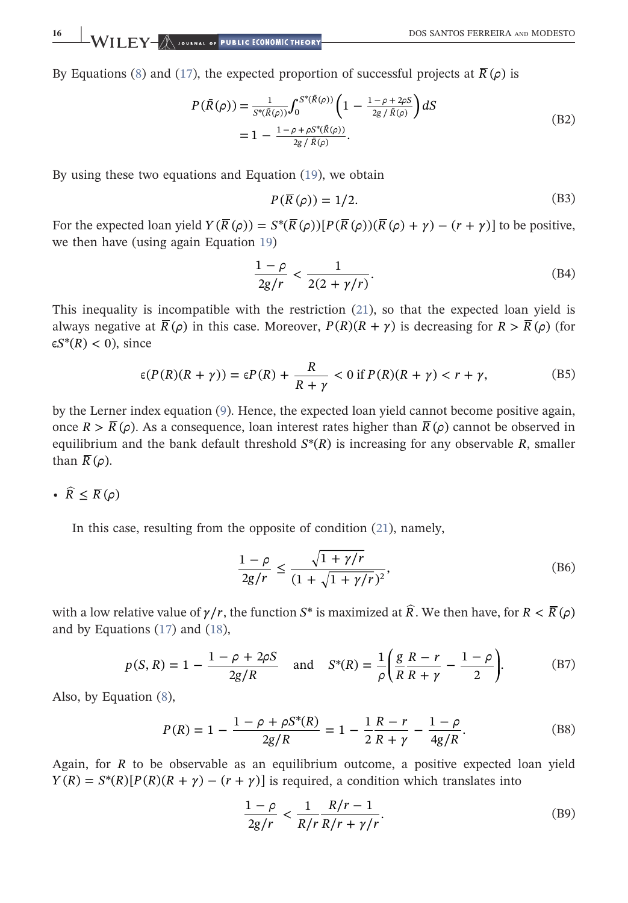By Equations (8) and (17), the expected proportion of successful projects at $\overline{R}(\rho)$ is

$$P(\bar{R}(\rho)) = \frac{1}{S^*(\bar{R}(\rho))}\int_0^{S^*(\bar{R}(\rho))}\left(1 - \frac{1-\rho+2\rho S}{2g/\bar{R}(\rho)}\right)dS \\ = 1 - \frac{1-\rho+\rho S^*(\bar{R}(\rho))}{2g/\bar{R}(\rho)}. \tag{B2}$$

By using these two equations and Equation (19), we obtain

$$P(\overline{R}(\rho)) = 1/2. \tag{B3}$$

For the expected loan yield $Y(\overline{R}(\rho)) = S^*(\overline{R}(\rho))[P(\overline{R}(\rho))(\overline{R}(\rho)+\gamma) - (r+\gamma)]$ to be positive, we then have (using again Equation 19)

$$\frac{1-\rho}{2g/r} < \frac{1}{2(2+\gamma/r)}. \tag{B4}$$

This inequality is incompatible with the restriction (21), so that the expected loan yield is always negative at $\overline{R}(\rho)$ in this case. Moreover, $P(R)(R+\gamma)$ is decreasing for $R > \overline{R}(\rho)$ (for $\epsilon S^*(R) < 0$), since

$$\epsilon(P(R)(R+\gamma)) = \epsilon P(R) + \frac{R}{R+\gamma} < 0 \text{ if } P(R)(R+\gamma) < r+\gamma, \tag{B5}$$

by the Lerner index equation (9). Hence, the expected loan yield cannot become positive again, once $R > \overline{R}(\rho)$. As a consequence, loan interest rates higher than $\overline{R}(\rho)$ cannot be observed in equilibrium and the bank default threshold $S^*(R)$ is increasing for any observable $R$, smaller than $\overline{R}(\rho)$.

- $\widehat{R} \leq \overline{R}(\rho)$

In this case, resulting from the opposite of condition (21), namely,

$$\frac{1-\rho}{2g/r} \leq \frac{\sqrt{1+\gamma/r}}{(1+\sqrt{1+\gamma/r})^2}, \tag{B6}$$

with a low relative value of $\gamma/r$, the function $S^*$ is maximized at $\widehat{R}$. We then have, for $R < \overline{R}(\rho)$ and by Equations (17) and (18),

$$p(S,R) = 1 - \frac{1-\rho+2\rho S}{2g/R} \quad \text{and} \quad S^*(R) = \frac{1}{\rho}\left(\frac{g}{R}\frac{R-r}{R+\gamma} - \frac{1-\rho}{2}\right). \tag{B7}$$

Also, by Equation (8),

$$P(R) = 1 - \frac{1-\rho+\rho S^*(R)}{2g/R} = 1 - \frac{1}{2}\frac{R-r}{R+\gamma} - \frac{1-\rho}{4g/R}. \tag{B8}$$

Again, for $R$ to be observable as an equilibrium outcome, a positive expected loan yield $Y(R) = S^*(R)[P(R)(R+\gamma) - (r+\gamma)]$ is required, a condition which translates into

$$\frac{1-\rho}{2g/r} < \frac{1}{R/r}\frac{R/r-1}{R/r+\gamma/r}. \tag{B9}$$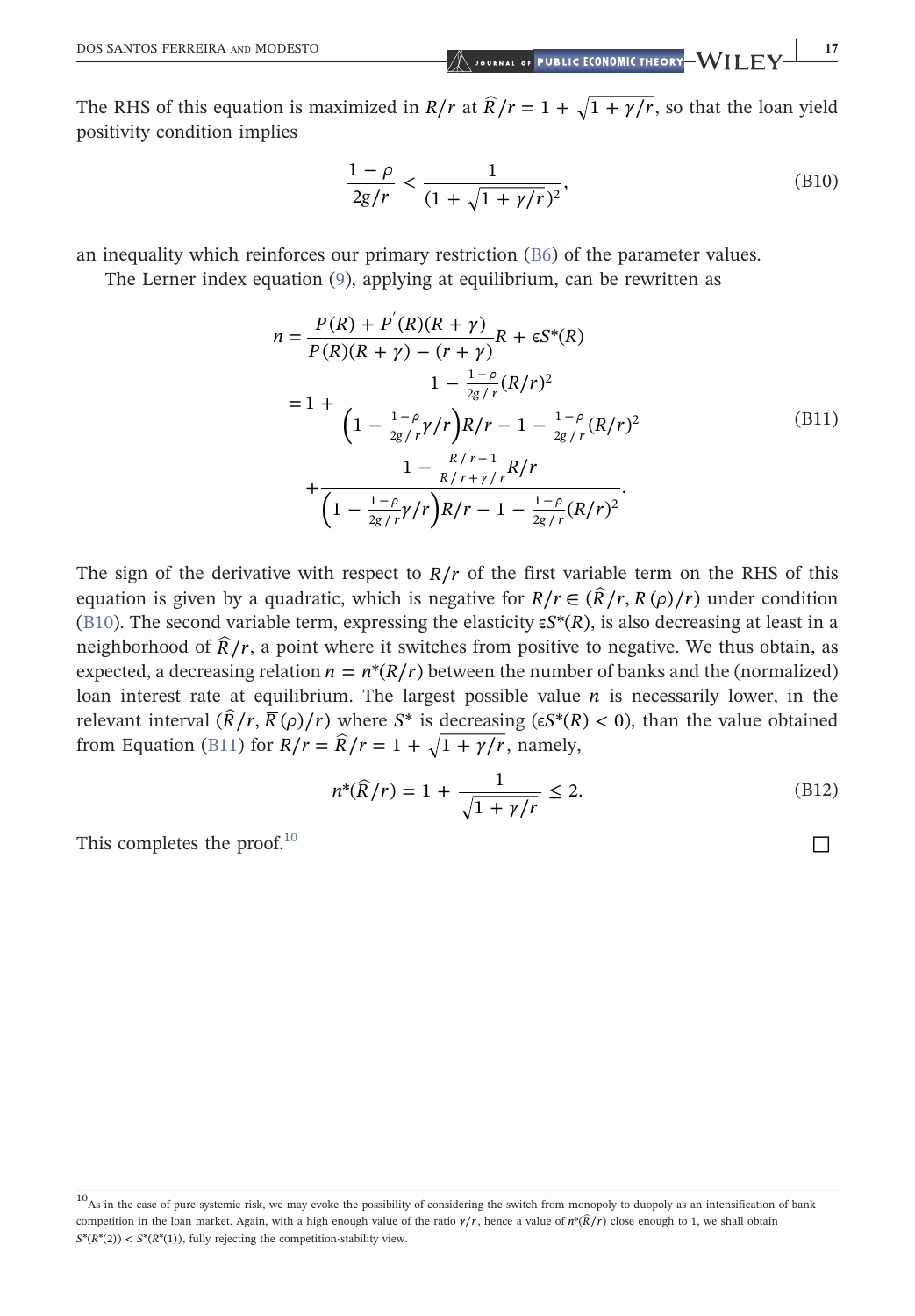The RHS of this equation is maximized in $R/r$ at $\widehat{R}/r = 1 + \sqrt{1 + \gamma/r}$, so that the loan yield positivity condition implies

$$\frac{1 - \rho}{2g/r} < \frac{1}{(1 + \sqrt{1 + \gamma/r})^2}, \tag{B10}$$

an inequality which reinforces our primary restriction (B6) of the parameter values.

The Lerner index equation (9), applying at equilibrium, can be rewritten as

$$\begin{aligned} n &= \frac{P(R) + P'(R)(R + \gamma)}{P(R)(R + \gamma) - (r + \gamma)} R + \epsilon S^*(R) \\ &= 1 + \frac{1 - \frac{1-\rho}{2g/r}(R/r)^2}{\left(1 - \frac{1-\rho}{2g/r}\gamma/r\right)R/r - 1 - \frac{1-\rho}{2g/r}(R/r)^2} \\ &\quad + \frac{1 - \frac{R/r-1}{R/r+\gamma/r}R/r}{\left(1 - \frac{1-\rho}{2g/r}\gamma/r\right)R/r - 1 - \frac{1-\rho}{2g/r}(R/r)^2}. \end{aligned} \tag{B11}$$

The sign of the derivative with respect to $R/r$ of the first variable term on the RHS of this equation is given by a quadratic, which is negative for $R/r \in (\widehat{R}/r, \overline{R}(\rho)/r)$ under condition (B10). The second variable term, expressing the elasticity $\epsilon S^*(R)$, is also decreasing at least in a neighborhood of $\widehat{R}/r$, a point where it switches from positive to negative. We thus obtain, as expected, a decreasing relation $n = n^*(R/r)$ between the number of banks and the (normalized) loan interest rate at equilibrium. The largest possible value $n$ is necessarily lower, in the relevant interval $(\widehat{R}/r, \overline{R}(\rho)/r)$ where $S^*$ is decreasing ($\epsilon S^*(R) < 0$), than the value obtained from Equation (B11) for $R/r = \widehat{R}/r = 1 + \sqrt{1 + \gamma/r}$, namely,

$$n^*(\widehat{R}/r) = 1 + \frac{1}{\sqrt{1 + \gamma/r}} \leq 2. \tag{B12}$$

This completes the proof.[10] □

[10] As in the case of pure systemic risk, we may evoke the possibility of considering the switch from monopoly to duopoly as an intensification of bank competition in the loan market. Again, with a high enough value of the ratio $\gamma/r$, hence a value of $n^*(\widehat{R}/r)$ close enough to 1, we shall obtain $S^*(R^*(2)) < S^*(R^*(1))$, fully rejecting the competition-stability view.